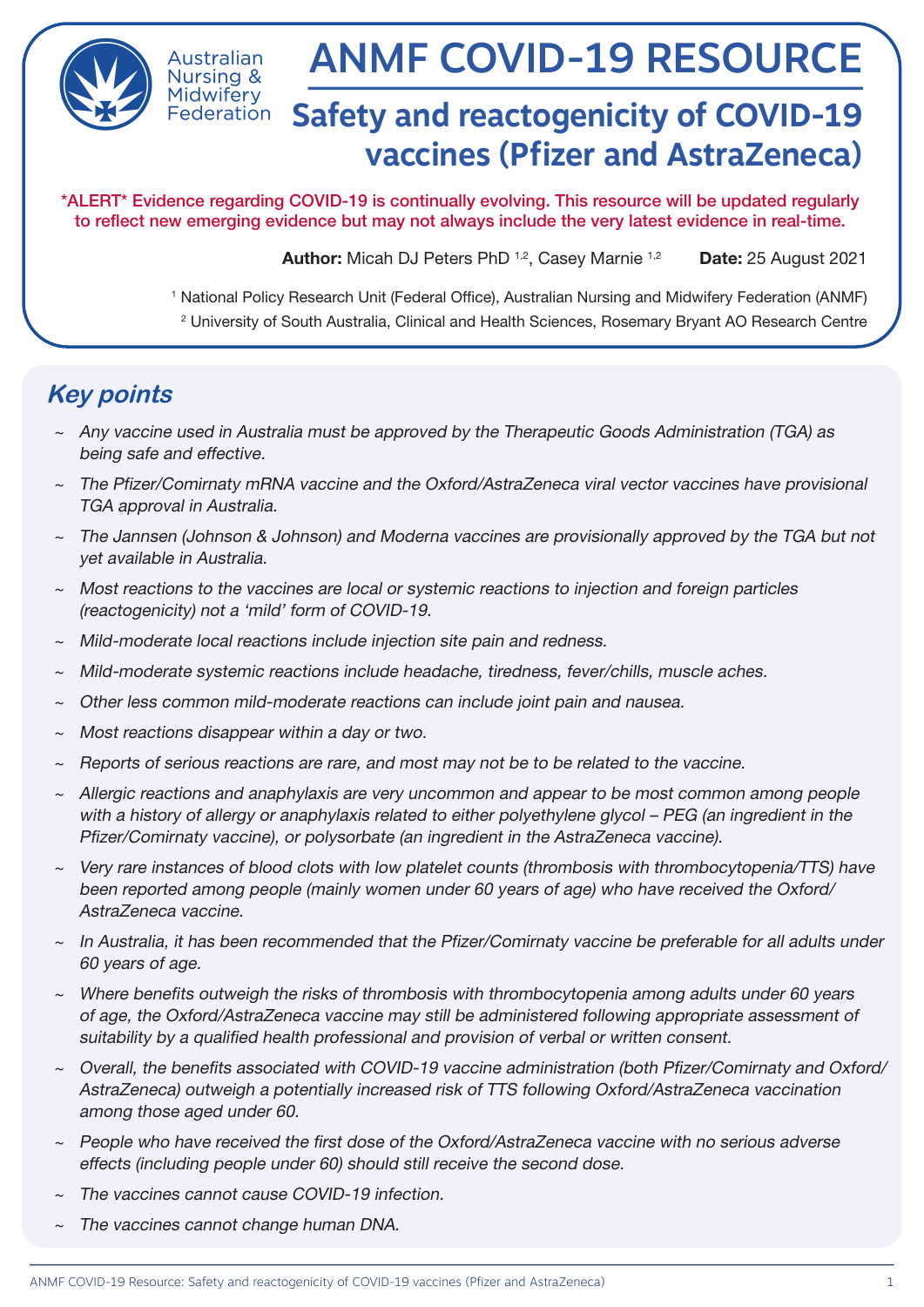Australian Nursing & Midwifery Federation

# ANMF COVID-19 RESOURCE

## Safety and reactogenicity of COVID-19 vaccines (Pfizer and AstraZeneca)

**\*ALERT\* Evidence regarding COVID-19 is continually evolving. This resource will be updated regularly to reflect new emerging evidence but may not always include the very latest evidence in real-time.**

**Author:** Micah DJ Peters PhD [1,2], Casey Marnie [1,2] **Date:** 25 August 2021

[1] National Policy Research Unit (Federal Office), Australian Nursing and Midwifery Federation (ANMF)

[2] University of South Australia, Clinical and Health Sciences, Rosemary Bryant AO Research Centre

## Key points

- *Any vaccine used in Australia must be approved by the Therapeutic Goods Administration (TGA) as being safe and effective.*
- *The Pfizer/Comirnaty mRNA vaccine and the Oxford/AstraZeneca viral vector vaccines have provisional TGA approval in Australia.*
- *The Jannsen (Johnson & Johnson) and Moderna vaccines are provisionally approved by the TGA but not yet available in Australia.*
- *Most reactions to the vaccines are local or systemic reactions to injection and foreign particles (reactogenicity) not a 'mild' form of COVID-19.*
- *Mild-moderate local reactions include injection site pain and redness.*
- *Mild-moderate systemic reactions include headache, tiredness, fever/chills, muscle aches.*
- *Other less common mild-moderate reactions can include joint pain and nausea.*
- *Most reactions disappear within a day or two.*
- *Reports of serious reactions are rare, and most may not be to be related to the vaccine.*
- *Allergic reactions and anaphylaxis are very uncommon and appear to be most common among people with a history of allergy or anaphylaxis related to either polyethylene glycol – PEG (an ingredient in the Pfizer/Comirnaty vaccine), or polysorbate (an ingredient in the AstraZeneca vaccine).*
- *Very rare instances of blood clots with low platelet counts (thrombosis with thrombocytopenia/TTS) have been reported among people (mainly women under 60 years of age) who have received the Oxford/AstraZeneca vaccine.*
- *In Australia, it has been recommended that the Pfizer/Comirnaty vaccine be preferable for all adults under 60 years of age.*
- *Where benefits outweigh the risks of thrombosis with thrombocytopenia among adults under 60 years of age, the Oxford/AstraZeneca vaccine may still be administered following appropriate assessment of suitability by a qualified health professional and provision of verbal or written consent.*
- *Overall, the benefits associated with COVID-19 vaccine administration (both Pfizer/Comirnaty and Oxford/AstraZeneca) outweigh a potentially increased risk of TTS following Oxford/AstraZeneca vaccination among those aged under 60.*
- *People who have received the first dose of the Oxford/AstraZeneca vaccine with no serious adverse effects (including people under 60) should still receive the second dose.*
- *The vaccines cannot cause COVID-19 infection.*
- *The vaccines cannot change human DNA.*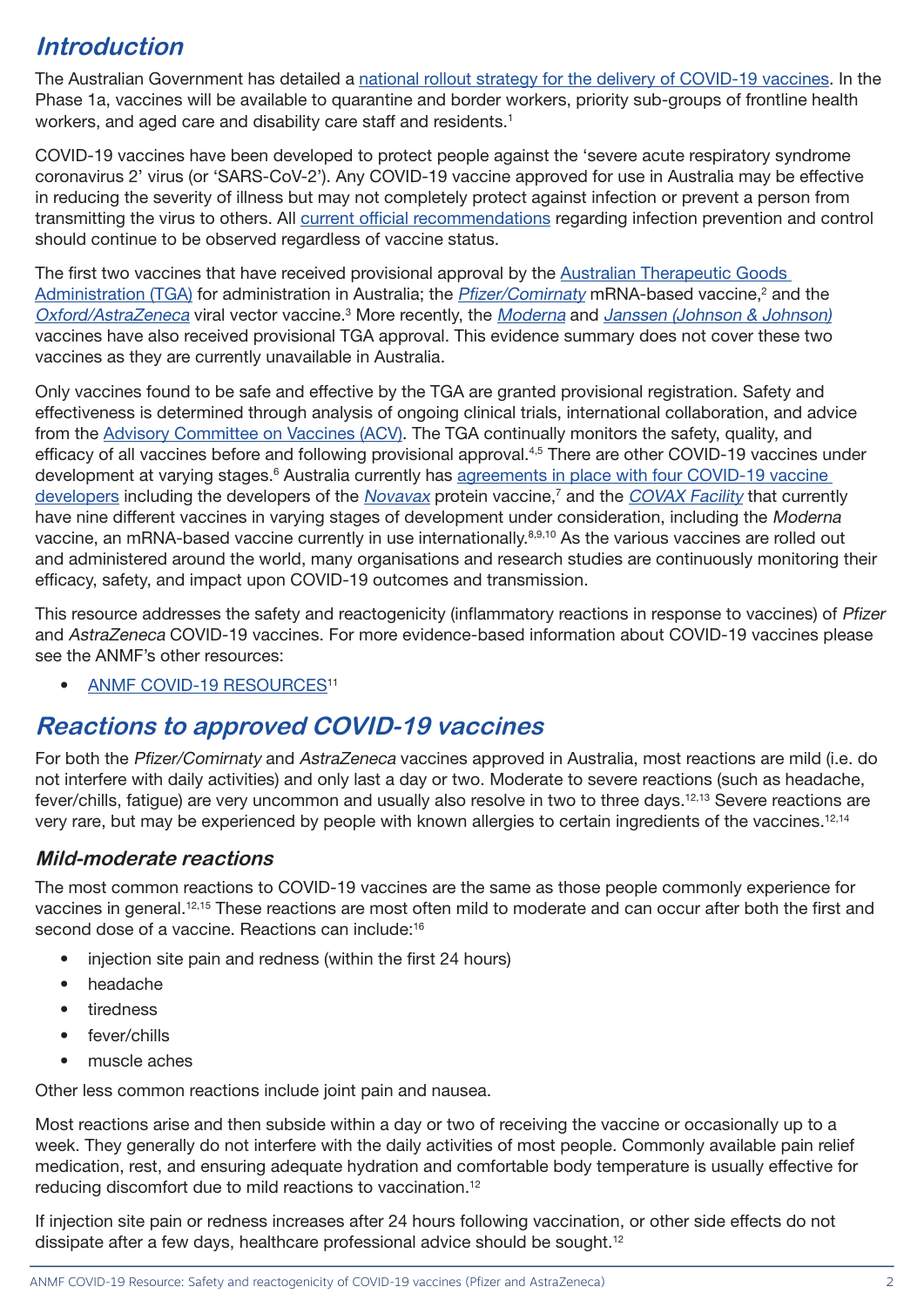## *Introduction*

The Australian Government has detailed a national rollout strategy for the delivery of COVID-19 vaccines. In the Phase 1a, vaccines will be available to quarantine and border workers, priority sub-groups of frontline health workers, and aged care and disability care staff and residents.[1]

COVID-19 vaccines have been developed to protect people against the 'severe acute respiratory syndrome coronavirus 2' virus (or 'SARS-CoV-2'). Any COVID-19 vaccine approved for use in Australia may be effective in reducing the severity of illness but may not completely protect against infection or prevent a person from transmitting the virus to others. All current official recommendations regarding infection prevention and control should continue to be observed regardless of vaccine status.

The first two vaccines that have received provisional approval by the Australian Therapeutic Goods Administration (TGA) for administration in Australia; the *Pfizer/Comirnaty* mRNA-based vaccine,[2] and the *Oxford/AstraZeneca* viral vector vaccine.[3] More recently, the *Moderna* and *Janssen (Johnson & Johnson)* vaccines have also received provisional TGA approval. This evidence summary does not cover these two vaccines as they are currently unavailable in Australia.

Only vaccines found to be safe and effective by the TGA are granted provisional registration. Safety and effectiveness is determined through analysis of ongoing clinical trials, international collaboration, and advice from the Advisory Committee on Vaccines (ACV). The TGA continually monitors the safety, quality, and efficacy of all vaccines before and following provisional approval.[4,5] There are other COVID-19 vaccines under development at varying stages.[6] Australia currently has agreements in place with four COVID-19 vaccine developers including the developers of the *Novavax* protein vaccine,[7] and the *COVAX Facility* that currently have nine different vaccines in varying stages of development under consideration, including the *Moderna* vaccine, an mRNA-based vaccine currently in use internationally.[8,9,10] As the various vaccines are rolled out and administered around the world, many organisations and research studies are continuously monitoring their efficacy, safety, and impact upon COVID-19 outcomes and transmission.

This resource addresses the safety and reactogenicity (inflammatory reactions in response to vaccines) of *Pfizer* and *AstraZeneca* COVID-19 vaccines. For more evidence-based information about COVID-19 vaccines please see the ANMF's other resources:

- ANMF COVID-19 RESOURCES[11]

## *Reactions to approved COVID-19 vaccines*

For both the *Pfizer/Comirnaty* and *AstraZeneca* vaccines approved in Australia, most reactions are mild (i.e. do not interfere with daily activities) and only last a day or two. Moderate to severe reactions (such as headache, fever/chills, fatigue) are very uncommon and usually also resolve in two to three days.[12,13] Severe reactions are very rare, but may be experienced by people with known allergies to certain ingredients of the vaccines.[12,14]

### *Mild-moderate reactions*

The most common reactions to COVID-19 vaccines are the same as those people commonly experience for vaccines in general.[12,15] These reactions are most often mild to moderate and can occur after both the first and second dose of a vaccine. Reactions can include:[16]

- injection site pain and redness (within the first 24 hours)
- headache
- tiredness
- fever/chills
- muscle aches

Other less common reactions include joint pain and nausea.

Most reactions arise and then subside within a day or two of receiving the vaccine or occasionally up to a week. They generally do not interfere with the daily activities of most people. Commonly available pain relief medication, rest, and ensuring adequate hydration and comfortable body temperature is usually effective for reducing discomfort due to mild reactions to vaccination.[12]

If injection site pain or redness increases after 24 hours following vaccination, or other side effects do not dissipate after a few days, healthcare professional advice should be sought.[12]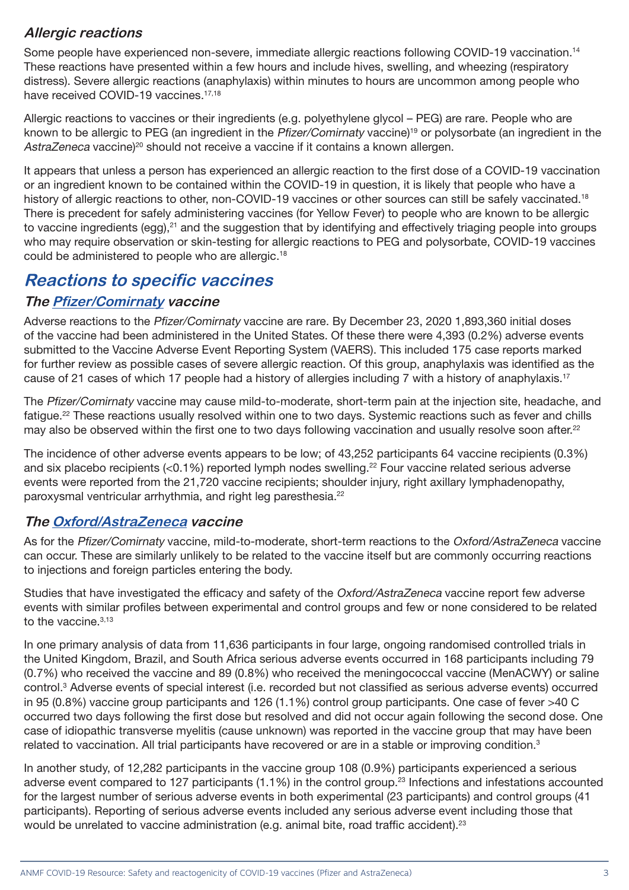### *Allergic reactions*

Some people have experienced non-severe, immediate allergic reactions following COVID-19 vaccination.[14] These reactions have presented within a few hours and include hives, swelling, and wheezing (respiratory distress). Severe allergic reactions (anaphylaxis) within minutes to hours are uncommon among people who have received COVID-19 vaccines.[17,18]

Allergic reactions to vaccines or their ingredients (e.g. polyethylene glycol – PEG) are rare. People who are known to be allergic to PEG (an ingredient in the *Pfizer/Comirnaty* vaccine)[19] or polysorbate (an ingredient in the *AstraZeneca* vaccine)[20] should not receive a vaccine if it contains a known allergen.

It appears that unless a person has experienced an allergic reaction to the first dose of a COVID-19 vaccination or an ingredient known to be contained within the COVID-19 in question, it is likely that people who have a history of allergic reactions to other, non-COVID-19 vaccines or other sources can still be safely vaccinated.[18] There is precedent for safely administering vaccines (for Yellow Fever) to people who are known to be allergic to vaccine ingredients (egg),[21] and the suggestion that by identifying and effectively triaging people into groups who may require observation or skin-testing for allergic reactions to PEG and polysorbate, COVID-19 vaccines could be administered to people who are allergic.[18]

## *Reactions to specific vaccines*

### *The Pfizer/Comirnaty vaccine*

Adverse reactions to the *Pfizer/Comirnaty* vaccine are rare. By December 23, 2020 1,893,360 initial doses of the vaccine had been administered in the United States. Of these there were 4,393 (0.2%) adverse events submitted to the Vaccine Adverse Event Reporting System (VAERS). This included 175 case reports marked for further review as possible cases of severe allergic reaction. Of this group, anaphylaxis was identified as the cause of 21 cases of which 17 people had a history of allergies including 7 with a history of anaphylaxis.[17]

The *Pfizer/Comirnaty* vaccine may cause mild-to-moderate, short-term pain at the injection site, headache, and fatigue.[22] These reactions usually resolved within one to two days. Systemic reactions such as fever and chills may also be observed within the first one to two days following vaccination and usually resolve soon after.[22]

The incidence of other adverse events appears to be low; of 43,252 participants 64 vaccine recipients (0.3%) and six placebo recipients (<0.1%) reported lymph nodes swelling.[22] Four vaccine related serious adverse events were reported from the 21,720 vaccine recipients; shoulder injury, right axillary lymphadenopathy, paroxysmal ventricular arrhythmia, and right leg paresthesia.[22]

### *The Oxford/AstraZeneca vaccine*

As for the *Pfizer/Comirnaty* vaccine, mild-to-moderate, short-term reactions to the *Oxford/AstraZeneca* vaccine can occur. These are similarly unlikely to be related to the vaccine itself but are commonly occurring reactions to injections and foreign particles entering the body.

Studies that have investigated the efficacy and safety of the *Oxford/AstraZeneca* vaccine report few adverse events with similar profiles between experimental and control groups and few or none considered to be related to the vaccine.[3,13]

In one primary analysis of data from 11,636 participants in four large, ongoing randomised controlled trials in the United Kingdom, Brazil, and South Africa serious adverse events occurred in 168 participants including 79 (0.7%) who received the vaccine and 89 (0.8%) who received the meningococcal vaccine (MenACWY) or saline control.[3] Adverse events of special interest (i.e. recorded but not classified as serious adverse events) occurred in 95 (0.8%) vaccine group participants and 126 (1.1%) control group participants. One case of fever >40 C occurred two days following the first dose but resolved and did not occur again following the second dose. One case of idiopathic transverse myelitis (cause unknown) was reported in the vaccine group that may have been related to vaccination. All trial participants have recovered or are in a stable or improving condition.[3]

In another study, of 12,282 participants in the vaccine group 108 (0.9%) participants experienced a serious adverse event compared to 127 participants (1.1%) in the control group.[23] Infections and infestations accounted for the largest number of serious adverse events in both experimental (23 participants) and control groups (41 participants). Reporting of serious adverse events included any serious adverse event including those that would be unrelated to vaccine administration (e.g. animal bite, road traffic accident).[23]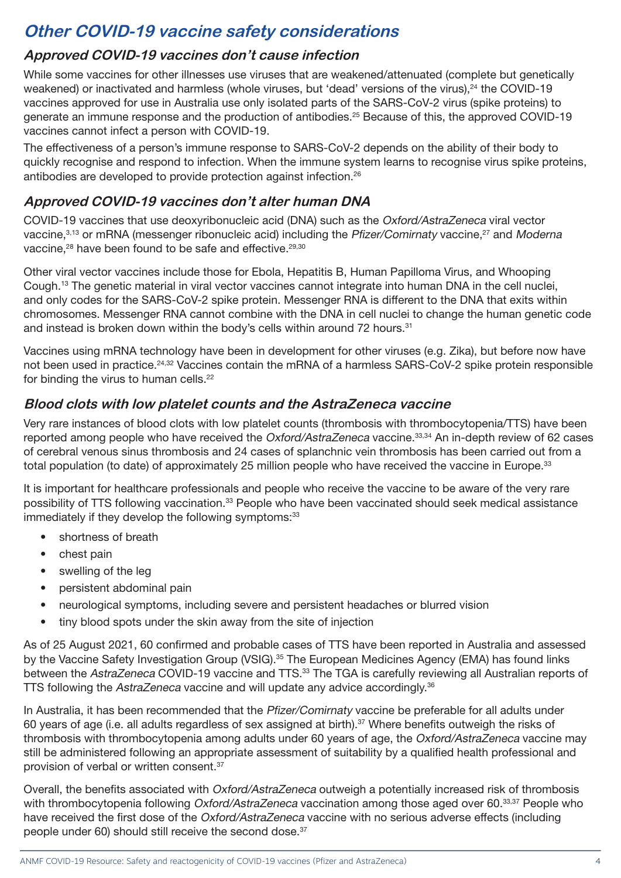## *Other COVID-19 vaccine safety considerations*

### *Approved COVID-19 vaccines don't cause infection*

While some vaccines for other illnesses use viruses that are weakened/attenuated (complete but genetically weakened) or inactivated and harmless (whole viruses, but 'dead' versions of the virus),[24] the COVID-19 vaccines approved for use in Australia use only isolated parts of the SARS-CoV-2 virus (spike proteins) to generate an immune response and the production of antibodies.[25] Because of this, the approved COVID-19 vaccines cannot infect a person with COVID-19.

The effectiveness of a person's immune response to SARS-CoV-2 depends on the ability of their body to quickly recognise and respond to infection. When the immune system learns to recognise virus spike proteins, antibodies are developed to provide protection against infection.[26]

### *Approved COVID-19 vaccines don't alter human DNA*

COVID-19 vaccines that use deoxyribonucleic acid (DNA) such as the *Oxford/AstraZeneca* viral vector vaccine,[3,13] or mRNA (messenger ribonucleic acid) including the *Pfizer/Comirnaty* vaccine,[27] and *Moderna* vaccine,[28] have been found to be safe and effective.[29,30]

Other viral vector vaccines include those for Ebola, Hepatitis B, Human Papilloma Virus, and Whooping Cough.[13] The genetic material in viral vector vaccines cannot integrate into human DNA in the cell nuclei, and only codes for the SARS-CoV-2 spike protein. Messenger RNA is different to the DNA that exits within chromosomes. Messenger RNA cannot combine with the DNA in cell nuclei to change the human genetic code and instead is broken down within the body's cells within around 72 hours.[31]

Vaccines using mRNA technology have been in development for other viruses (e.g. Zika), but before now have not been used in practice.[24,32] Vaccines contain the mRNA of a harmless SARS-CoV-2 spike protein responsible for binding the virus to human cells.[22]

### *Blood clots with low platelet counts and the AstraZeneca vaccine*

Very rare instances of blood clots with low platelet counts (thrombosis with thrombocytopenia/TTS) have been reported among people who have received the *Oxford/AstraZeneca* vaccine.[33,34] An in-depth review of 62 cases of cerebral venous sinus thrombosis and 24 cases of splanchnic vein thrombosis has been carried out from a total population (to date) of approximately 25 million people who have received the vaccine in Europe.[33]

It is important for healthcare professionals and people who receive the vaccine to be aware of the very rare possibility of TTS following vaccination.[33] People who have been vaccinated should seek medical assistance immediately if they develop the following symptoms:[33]

- shortness of breath
- chest pain
- swelling of the leg
- persistent abdominal pain
- neurological symptoms, including severe and persistent headaches or blurred vision
- tiny blood spots under the skin away from the site of injection

As of 25 August 2021, 60 confirmed and probable cases of TTS have been reported in Australia and assessed by the Vaccine Safety Investigation Group (VSIG).[35] The European Medicines Agency (EMA) has found links between the *AstraZeneca* COVID-19 vaccine and TTS.[33] The TGA is carefully reviewing all Australian reports of TTS following the *AstraZeneca* vaccine and will update any advice accordingly.[36]

In Australia, it has been recommended that the *Pfizer/Comirnaty* vaccine be preferable for all adults under 60 years of age (i.e. all adults regardless of sex assigned at birth).[37] Where benefits outweigh the risks of thrombosis with thrombocytopenia among adults under 60 years of age, the *Oxford/AstraZeneca* vaccine may still be administered following an appropriate assessment of suitability by a qualified health professional and provision of verbal or written consent.[37]

Overall, the benefits associated with *Oxford/AstraZeneca* outweigh a potentially increased risk of thrombosis with thrombocytopenia following *Oxford/AstraZeneca* vaccination among those aged over 60.[33,37] People who have received the first dose of the *Oxford/AstraZeneca* vaccine with no serious adverse effects (including people under 60) should still receive the second dose.[37]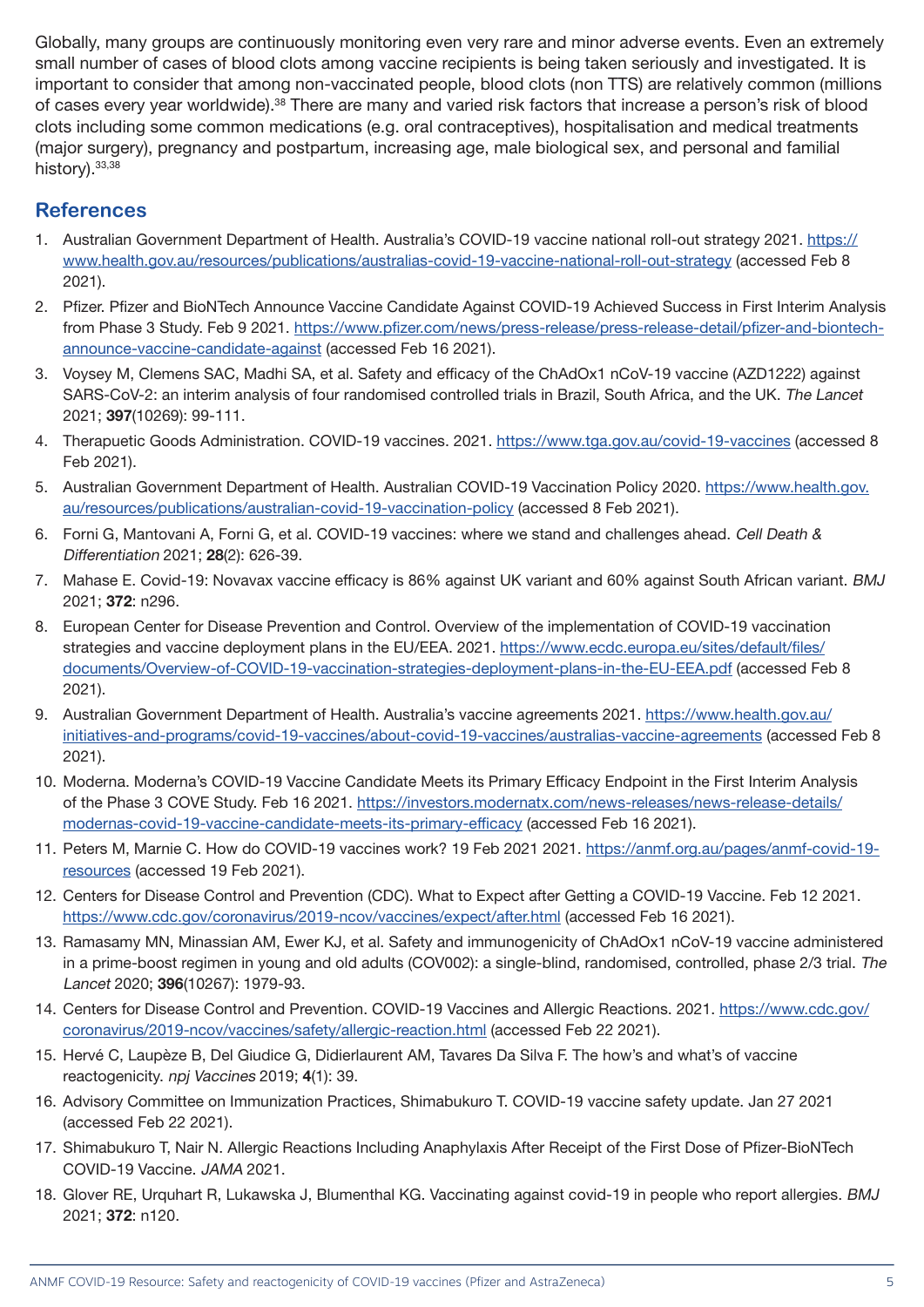Globally, many groups are continuously monitoring even very rare and minor adverse events. Even an extremely small number of cases of blood clots among vaccine recipients is being taken seriously and investigated. It is important to consider that among non-vaccinated people, blood clots (non TTS) are relatively common (millions of cases every year worldwide).[38] There are many and varied risk factors that increase a person's risk of blood clots including some common medications (e.g. oral contraceptives), hospitalisation and medical treatments (major surgery), pregnancy and postpartum, increasing age, male biological sex, and personal and familial history).[33,38]

## References

1. Australian Government Department of Health. Australia's COVID-19 vaccine national roll-out strategy 2021. https://www.health.gov.au/resources/publications/australias-covid-19-vaccine-national-roll-out-strategy (accessed Feb 8 2021).
2. Pfizer. Pfizer and BioNTech Announce Vaccine Candidate Against COVID-19 Achieved Success in First Interim Analysis from Phase 3 Study. Feb 9 2021. https://www.pfizer.com/news/press-release/press-release-detail/pfizer-and-biontech-announce-vaccine-candidate-against (accessed Feb 16 2021).
3. Voysey M, Clemens SAC, Madhi SA, et al. Safety and efficacy of the ChAdOx1 nCoV-19 vaccine (AZD1222) against SARS-CoV-2: an interim analysis of four randomised controlled trials in Brazil, South Africa, and the UK. *The Lancet* 2021; **397**(10269): 99-111.
4. Therapuetic Goods Administration. COVID-19 vaccines. 2021. https://www.tga.gov.au/covid-19-vaccines (accessed 8 Feb 2021).
5. Australian Government Department of Health. Australian COVID-19 Vaccination Policy 2020. https://www.health.gov.au/resources/publications/australian-covid-19-vaccination-policy (accessed 8 Feb 2021).
6. Forni G, Mantovani A, Forni G, et al. COVID-19 vaccines: where we stand and challenges ahead. *Cell Death & Differentiation* 2021; **28**(2): 626-39.
7. Mahase E. Covid-19: Novavax vaccine efficacy is 86% against UK variant and 60% against South African variant. *BMJ* 2021; **372**: n296.
8. European Center for Disease Prevention and Control. Overview of the implementation of COVID-19 vaccination strategies and vaccine deployment plans in the EU/EEA. 2021. https://www.ecdc.europa.eu/sites/default/files/documents/Overview-of-COVID-19-vaccination-strategies-deployment-plans-in-the-EU-EEA.pdf (accessed Feb 8 2021).
9. Australian Government Department of Health. Australia's vaccine agreements 2021. https://www.health.gov.au/initiatives-and-programs/covid-19-vaccines/about-covid-19-vaccines/australias-vaccine-agreements (accessed Feb 8 2021).
10. Moderna. Moderna's COVID-19 Vaccine Candidate Meets its Primary Efficacy Endpoint in the First Interim Analysis of the Phase 3 COVE Study. Feb 16 2021. https://investors.modernatx.com/news-releases/news-release-details/modernas-covid-19-vaccine-candidate-meets-its-primary-efficacy (accessed Feb 16 2021).
11. Peters M, Marnie C. How do COVID-19 vaccines work? 19 Feb 2021 2021. https://anmf.org.au/pages/anmf-covid-19-resources (accessed 19 Feb 2021).
12. Centers for Disease Control and Prevention (CDC). What to Expect after Getting a COVID-19 Vaccine. Feb 12 2021. https://www.cdc.gov/coronavirus/2019-ncov/vaccines/expect/after.html (accessed Feb 16 2021).
13. Ramasamy MN, Minassian AM, Ewer KJ, et al. Safety and immunogenicity of ChAdOx1 nCoV-19 vaccine administered in a prime-boost regimen in young and old adults (COV002): a single-blind, randomised, controlled, phase 2/3 trial. *The Lancet* 2020; **396**(10267): 1979-93.
14. Centers for Disease Control and Prevention. COVID-19 Vaccines and Allergic Reactions. 2021. https://www.cdc.gov/coronavirus/2019-ncov/vaccines/safety/allergic-reaction.html (accessed Feb 22 2021).
15. Hervé C, Laupèze B, Del Giudice G, Didierlaurent AM, Tavares Da Silva F. The how's and what's of vaccine reactogenicity. *npj Vaccines* 2019; **4**(1): 39.
16. Advisory Committee on Immunization Practices, Shimabukuro T. COVID-19 vaccine safety update. Jan 27 2021 (accessed Feb 22 2021).
17. Shimabukuro T, Nair N. Allergic Reactions Including Anaphylaxis After Receipt of the First Dose of Pfizer-BioNTech COVID-19 Vaccine. *JAMA* 2021.
18. Glover RE, Urquhart R, Lukawska J, Blumenthal KG. Vaccinating against covid-19 in people who report allergies. *BMJ* 2021; **372**: n120.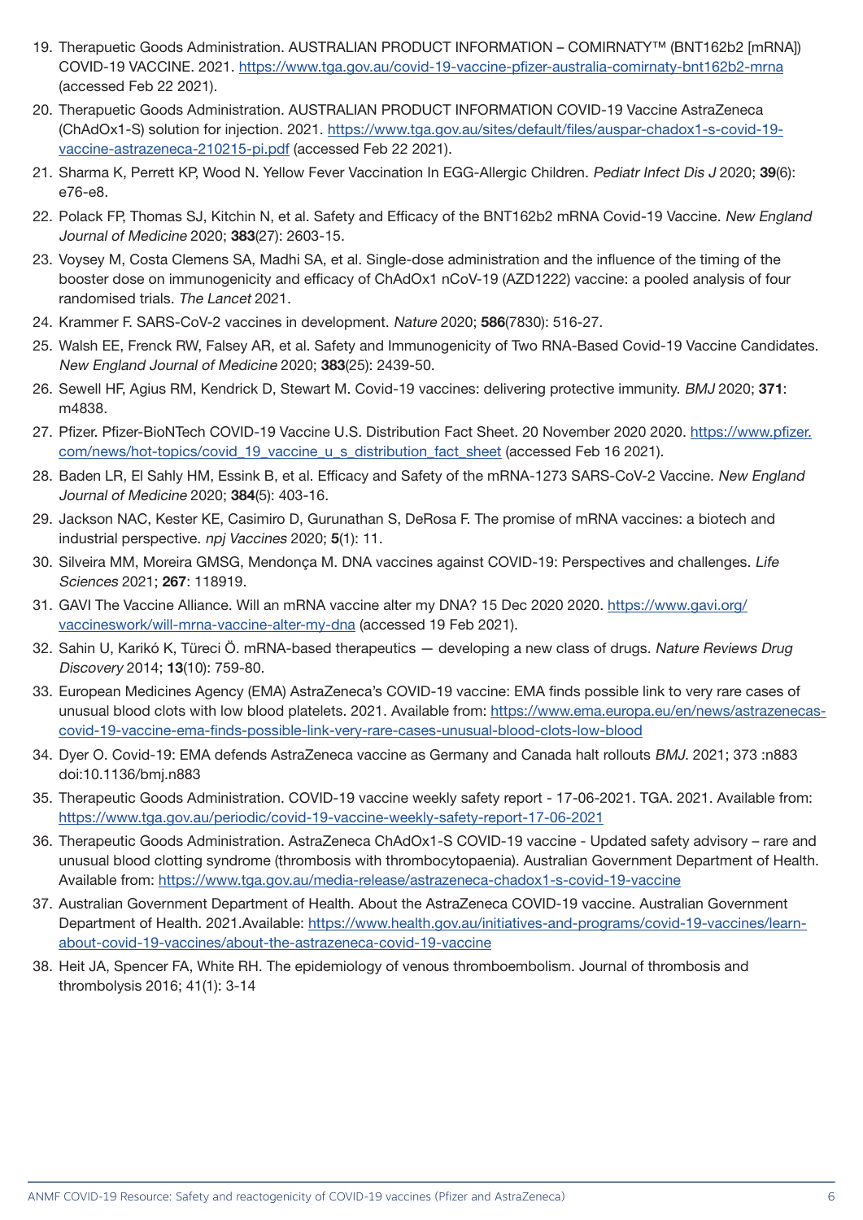19. Therapuetic Goods Administration. AUSTRALIAN PRODUCT INFORMATION – COMIRNATY™ (BNT162b2 [mRNA]) COVID-19 VACCINE. 2021. https://www.tga.gov.au/covid-19-vaccine-pfizer-australia-comirnaty-bnt162b2-mrna (accessed Feb 22 2021).
20. Therapuetic Goods Administration. AUSTRALIAN PRODUCT INFORMATION COVID-19 Vaccine AstraZeneca (ChAdOx1-S) solution for injection. 2021. https://www.tga.gov.au/sites/default/files/auspar-chadox1-s-covid-19-vaccine-astrazeneca-210215-pi.pdf (accessed Feb 22 2021).
21. Sharma K, Perrett KP, Wood N. Yellow Fever Vaccination In EGG-Allergic Children. *Pediatr Infect Dis J* 2020; **39**(6): e76-e8.
22. Polack FP, Thomas SJ, Kitchin N, et al. Safety and Efficacy of the BNT162b2 mRNA Covid-19 Vaccine. *New England Journal of Medicine* 2020; **383**(27): 2603-15.
23. Voysey M, Costa Clemens SA, Madhi SA, et al. Single-dose administration and the influence of the timing of the booster dose on immunogenicity and efficacy of ChAdOx1 nCoV-19 (AZD1222) vaccine: a pooled analysis of four randomised trials. *The Lancet* 2021.
24. Krammer F. SARS-CoV-2 vaccines in development. *Nature* 2020; **586**(7830): 516-27.
25. Walsh EE, Frenck RW, Falsey AR, et al. Safety and Immunogenicity of Two RNA-Based Covid-19 Vaccine Candidates. *New England Journal of Medicine* 2020; **383**(25): 2439-50.
26. Sewell HF, Agius RM, Kendrick D, Stewart M. Covid-19 vaccines: delivering protective immunity. *BMJ* 2020; **371**: m4838.
27. Pfizer. Pfizer-BioNTech COVID-19 Vaccine U.S. Distribution Fact Sheet. 20 November 2020 2020. https://www.pfizer.com/news/hot-topics/covid_19_vaccine_u_s_distribution_fact_sheet (accessed Feb 16 2021).
28. Baden LR, El Sahly HM, Essink B, et al. Efficacy and Safety of the mRNA-1273 SARS-CoV-2 Vaccine. *New England Journal of Medicine* 2020; **384**(5): 403-16.
29. Jackson NAC, Kester KE, Casimiro D, Gurunathan S, DeRosa F. The promise of mRNA vaccines: a biotech and industrial perspective. *npj Vaccines* 2020; **5**(1): 11.
30. Silveira MM, Moreira GMSG, Mendonça M. DNA vaccines against COVID-19: Perspectives and challenges. *Life Sciences* 2021; **267**: 118919.
31. GAVI The Vaccine Alliance. Will an mRNA vaccine alter my DNA? 15 Dec 2020 2020. https://www.gavi.org/vaccineswork/will-mrna-vaccine-alter-my-dna (accessed 19 Feb 2021).
32. Sahin U, Karikó K, Türeci Ö. mRNA-based therapeutics — developing a new class of drugs. *Nature Reviews Drug Discovery* 2014; **13**(10): 759-80.
33. European Medicines Agency (EMA) AstraZeneca's COVID-19 vaccine: EMA finds possible link to very rare cases of unusual blood clots with low blood platelets. 2021. Available from: https://www.ema.europa.eu/en/news/astrazenecas-covid-19-vaccine-ema-finds-possible-link-very-rare-cases-unusual-blood-clots-low-blood
34. Dyer O. Covid-19: EMA defends AstraZeneca vaccine as Germany and Canada halt rollouts *BMJ*. 2021; 373 :n883 doi:10.1136/bmj.n883
35. Therapeutic Goods Administration. COVID-19 vaccine weekly safety report - 17-06-2021. TGA. 2021. Available from: https://www.tga.gov.au/periodic/covid-19-vaccine-weekly-safety-report-17-06-2021
36. Therapeutic Goods Administration. AstraZeneca ChAdOx1-S COVID-19 vaccine - Updated safety advisory – rare and unusual blood clotting syndrome (thrombosis with thrombocytopaenia). Australian Government Department of Health. Available from: https://www.tga.gov.au/media-release/astrazeneca-chadox1-s-covid-19-vaccine
37. Australian Government Department of Health. About the AstraZeneca COVID-19 vaccine. Australian Government Department of Health. 2021.Available: https://www.health.gov.au/initiatives-and-programs/covid-19-vaccines/learn-about-covid-19-vaccines/about-the-astrazeneca-covid-19-vaccine
38. Heit JA, Spencer FA, White RH. The epidemiology of venous thromboembolism. Journal of thrombosis and thrombolysis 2016; 41(1): 3-14